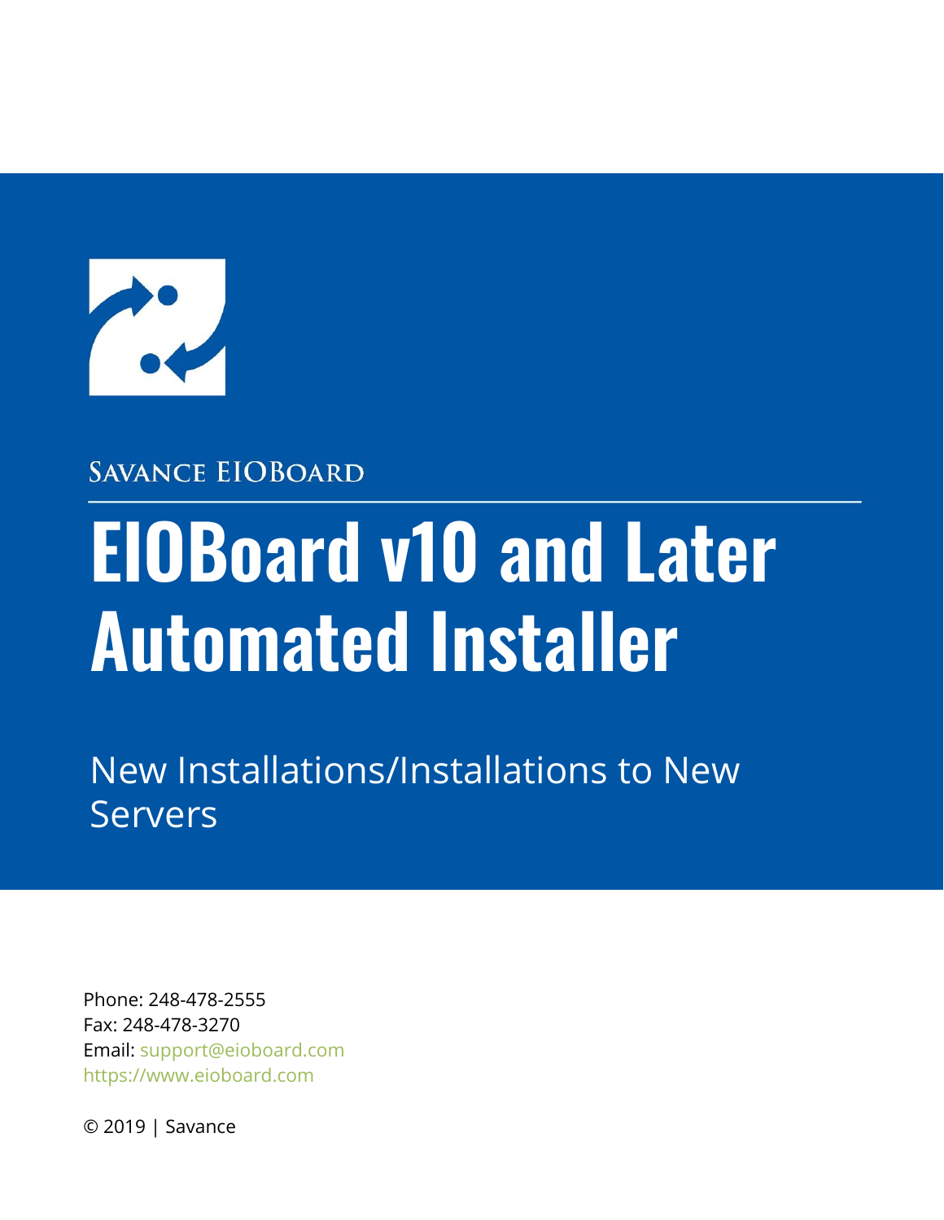Savance EIOBoard

# EIOBoard v10 and Later Automated Installer

## New Installations/Installations to New Servers

Phone: 248-478-2555
Fax: 248-478-3270
Email: support@eioboard.com
https://www.eioboard.com

© 2019 | Savance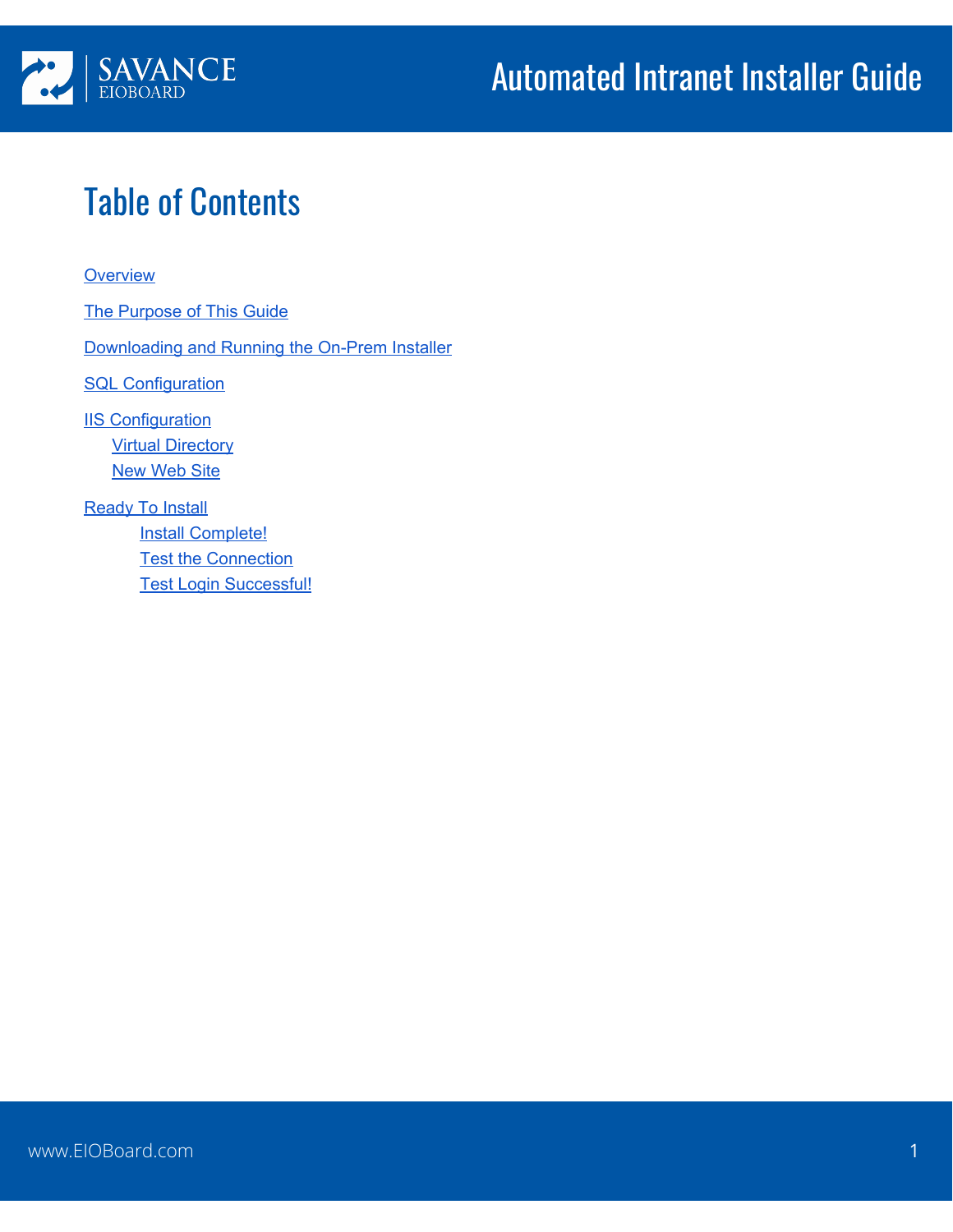# Table of Contents

[Overview]

[The Purpose of This Guide]

[Downloading and Running the On-Prem Installer]

[SQL Configuration]

[IIS Configuration]
- [Virtual Directory]
- [New Web Site]

[Ready To Install]
- [Install Complete!]
- [Test the Connection]
- [Test Login Successful!]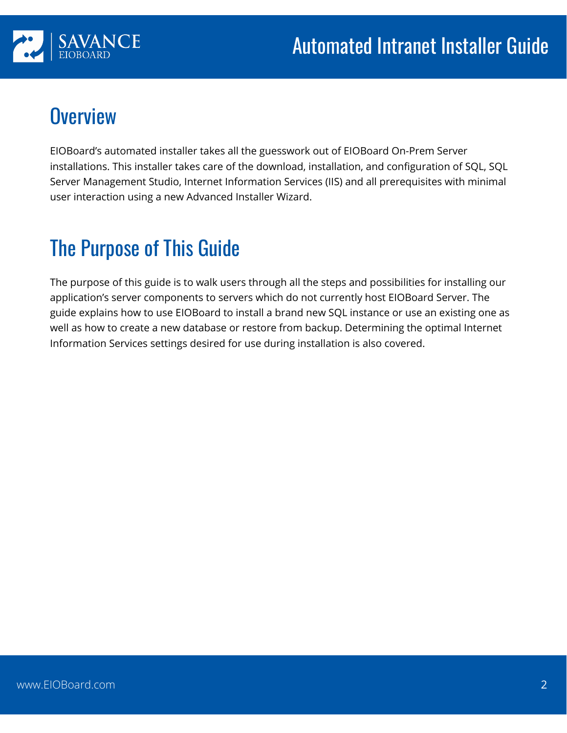## Overview

EIOBoard's automated installer takes all the guesswork out of EIOBoard On-Prem Server installations. This installer takes care of the download, installation, and configuration of SQL, SQL Server Management Studio, Internet Information Services (IIS) and all prerequisites with minimal user interaction using a new Advanced Installer Wizard.

## The Purpose of This Guide

The purpose of this guide is to walk users through all the steps and possibilities for installing our application's server components to servers which do not currently host EIOBoard Server. The guide explains how to use EIOBoard to install a brand new SQL instance or use an existing one as well as how to create a new database or restore from backup. Determining the optimal Internet Information Services settings desired for use during installation is also covered.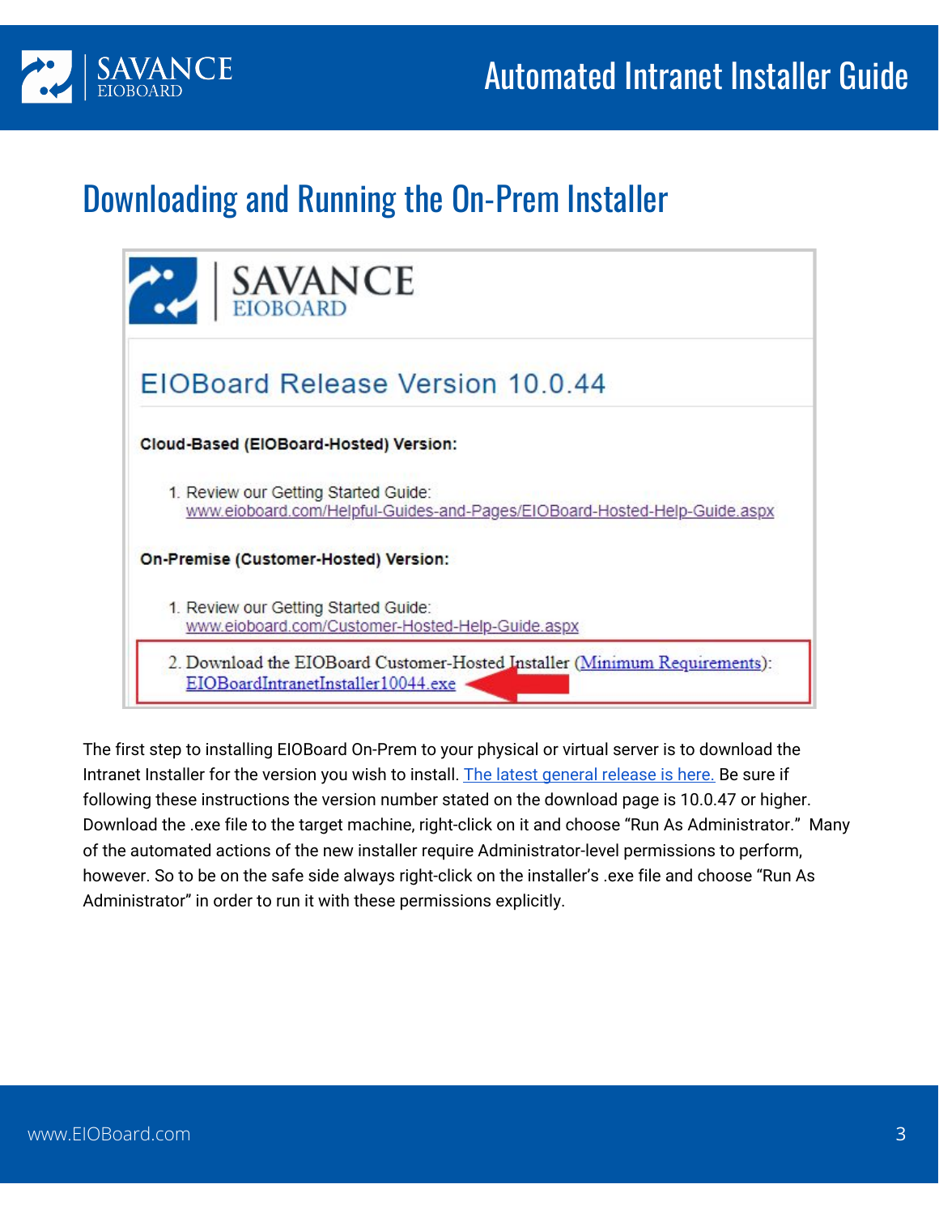## Downloading and Running the On-Prem Installer

The first step to installing EIOBoard On-Prem to your physical or virtual server is to download the Intranet Installer for the version you wish to install. [The latest general release is here.] Be sure if following these instructions the version number stated on the download page is 10.0.47 or higher. Download the .exe file to the target machine, right-click on it and choose "Run As Administrator." Many of the automated actions of the new installer require Administrator-level permissions to perform, however. So to be on the safe side always right-click on the installer's .exe file and choose "Run As Administrator" in order to run it with these permissions explicitly.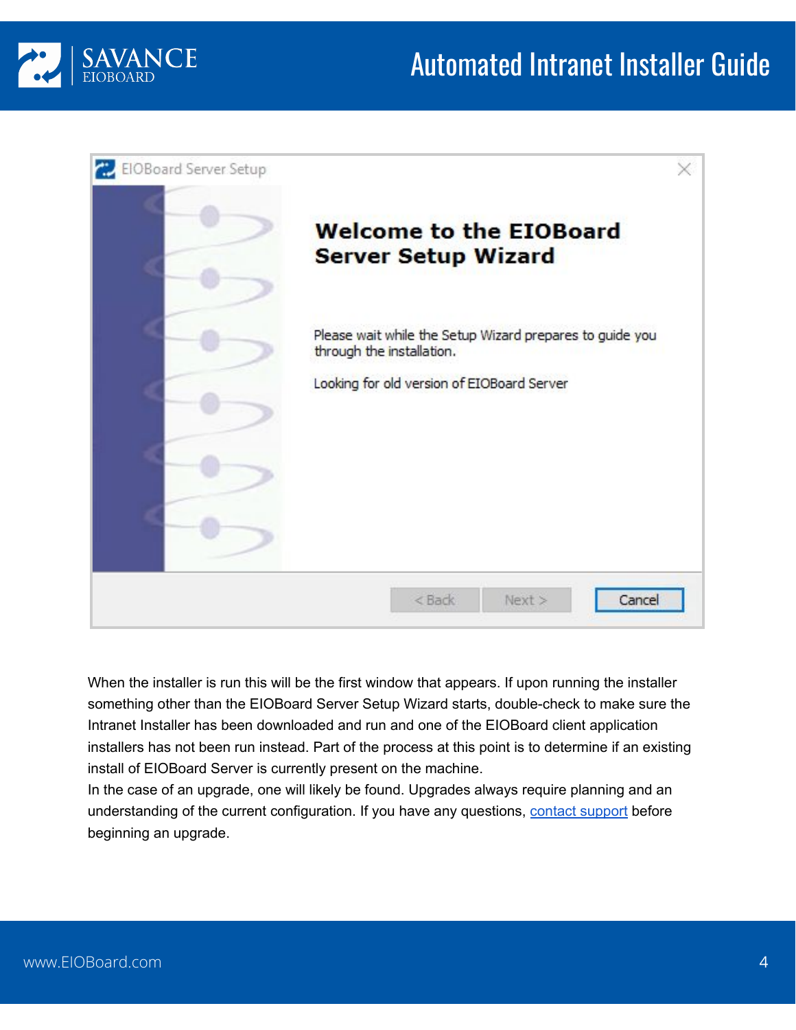When the installer is run this will be the first window that appears. If upon running the installer something other than the EIOBoard Server Setup Wizard starts, double-check to make sure the Intranet Installer has been downloaded and run and one of the EIOBoard client application installers has not been run instead. Part of the process at this point is to determine if an existing install of EIOBoard Server is currently present on the machine.

In the case of an upgrade, one will likely be found. Upgrades always require planning and an understanding of the current configuration. If you have any questions, contact support before beginning an upgrade.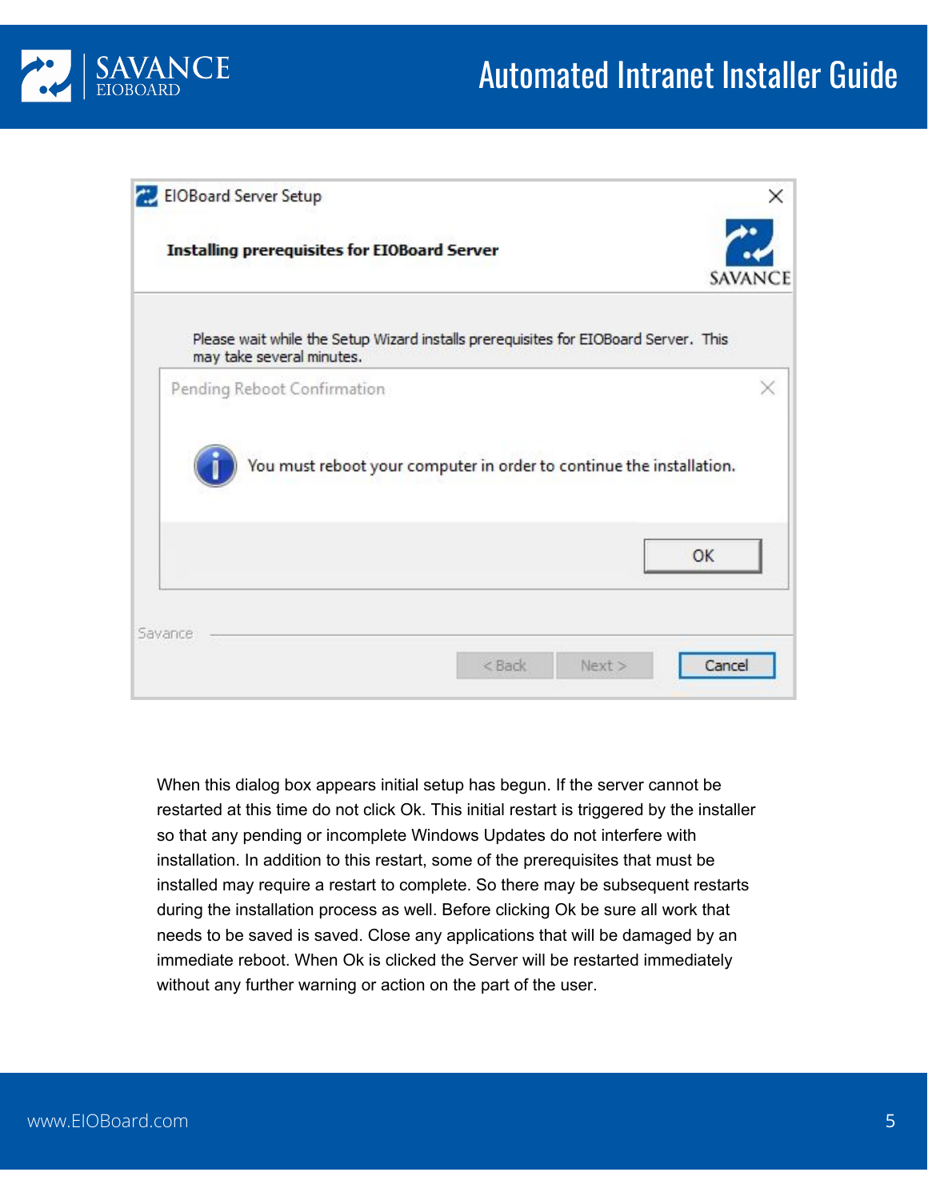When this dialog box appears initial setup has begun. If the server cannot be restarted at this time do not click Ok. This initial restart is triggered by the installer so that any pending or incomplete Windows Updates do not interfere with installation. In addition to this restart, some of the prerequisites that must be installed may require a restart to complete. So there may be subsequent restarts during the installation process as well. Before clicking Ok be sure all work that needs to be saved is saved. Close any applications that will be damaged by an immediate reboot. When Ok is clicked the Server will be restarted immediately without any further warning or action on the part of the user.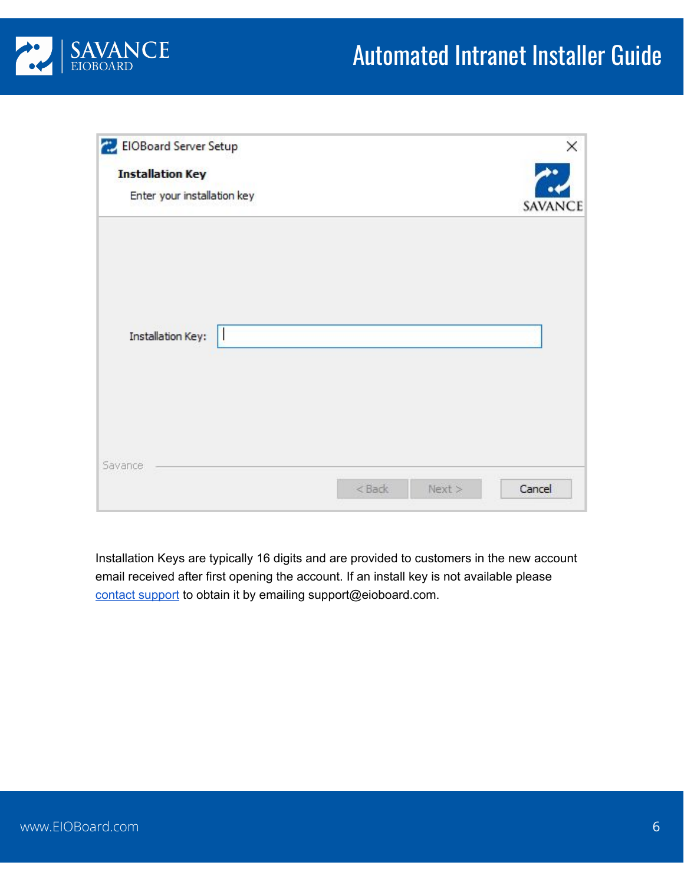EIOBoard Server Setup

**Installation Key**

Enter your installation key

Installation Key:

Savance

< Back   Next >   Cancel

Installation Keys are typically 16 digits and are provided to customers in the new account email received after first opening the account. If an install key is not available please [contact support](mailto:support@eioboard.com) to obtain it by emailing support@eioboard.com.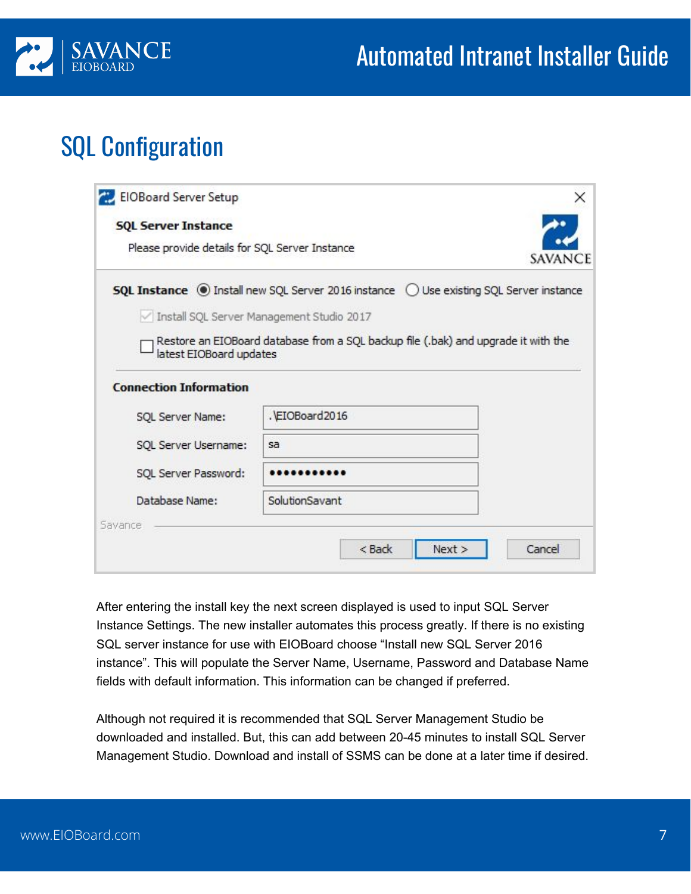## SQL Configuration

EIOBoard Server Setup

**SQL Server Instance**

Please provide details for SQL Server Instance

**SQL Instance** (•) Install new SQL Server 2016 instance ( ) Use existing SQL Server instance

☑ Install SQL Server Management Studio 2017

☐ Restore an EIOBoard database from a SQL backup file (.bak) and upgrade it with the latest EIOBoard updates

**Connection Information**

| | |
|---|---|
| SQL Server Name: | .\EIOBoard2016 |
| SQL Server Username: | sa |
| SQL Server Password: | •••••••••••• |
| Database Name: | SolutionSavant |

< Back | Next > | Cancel

After entering the install key the next screen displayed is used to input SQL Server Instance Settings. The new installer automates this process greatly. If there is no existing SQL server instance for use with EIOBoard choose “Install new SQL Server 2016 instance”. This will populate the Server Name, Username, Password and Database Name fields with default information. This information can be changed if preferred.

Although not required it is recommended that SQL Server Management Studio be downloaded and installed. But, this can add between 20-45 minutes to install SQL Server Management Studio. Download and install of SSMS can be done at a later time if desired.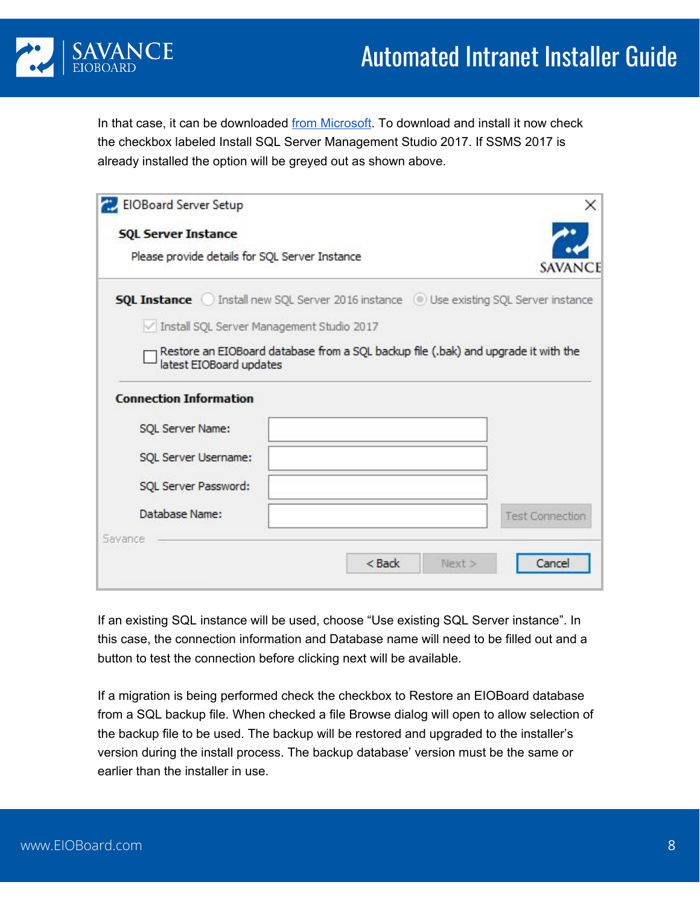In that case, it can be downloaded [from Microsoft](). To download and install it now check the checkbox labeled Install SQL Server Management Studio 2017. If SSMS 2017 is already installed the option will be greyed out as shown above.

If an existing SQL instance will be used, choose "Use existing SQL Server instance". In this case, the connection information and Database name will need to be filled out and a button to test the connection before clicking next will be available.

If a migration is being performed check the checkbox to Restore an EIOBoard database from a SQL backup file. When checked a file Browse dialog will open to allow selection of the backup file to be used. The backup will be restored and upgraded to the installer's version during the install process. The backup database' version must be the same or earlier than the installer in use.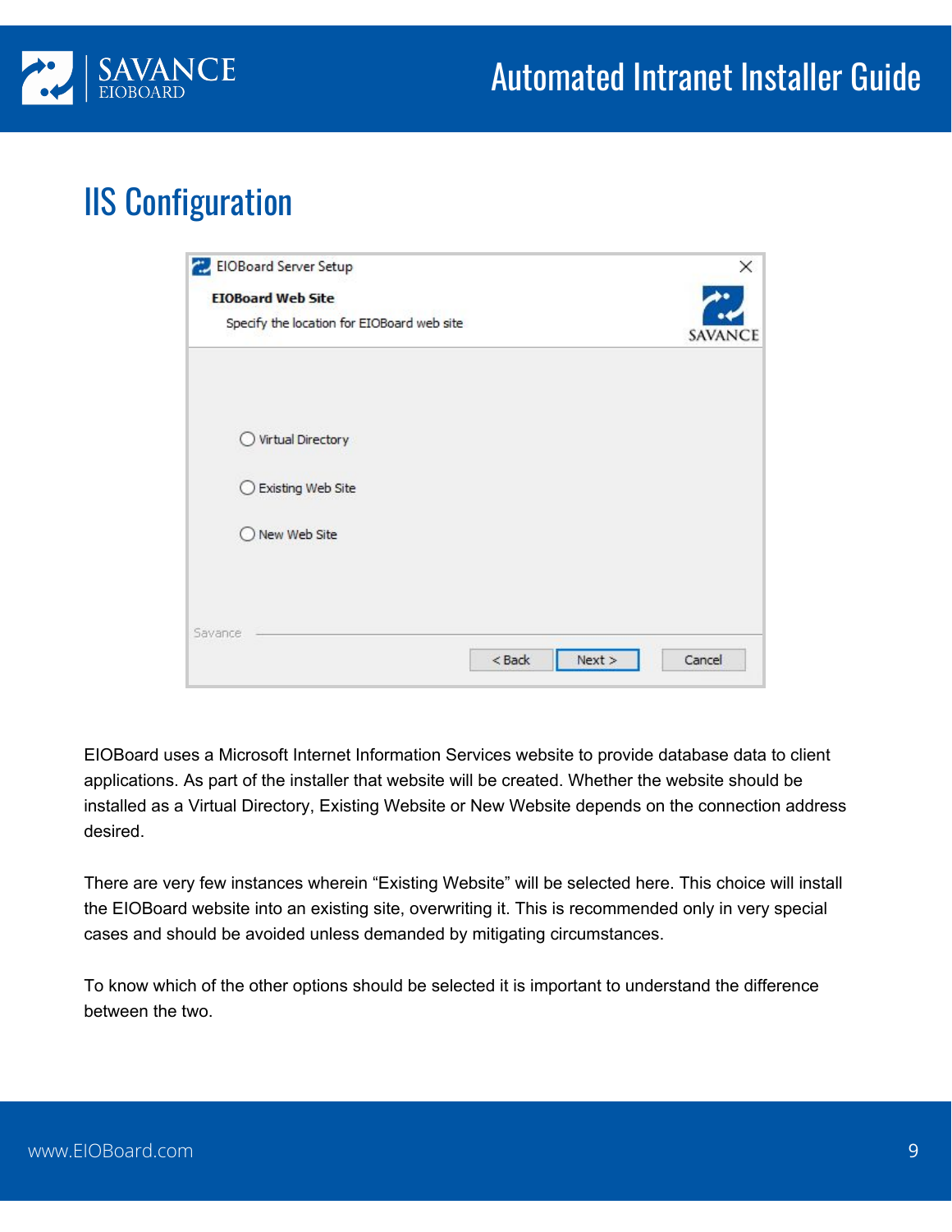# IIS Configuration

EIOBoard uses a Microsoft Internet Information Services website to provide database data to client applications. As part of the installer that website will be created. Whether the website should be installed as a Virtual Directory, Existing Website or New Website depends on the connection address desired.

There are very few instances wherein "Existing Website" will be selected here. This choice will install the EIOBoard website into an existing site, overwriting it. This is recommended only in very special cases and should be avoided unless demanded by mitigating circumstances.

To know which of the other options should be selected it is important to understand the difference between the two.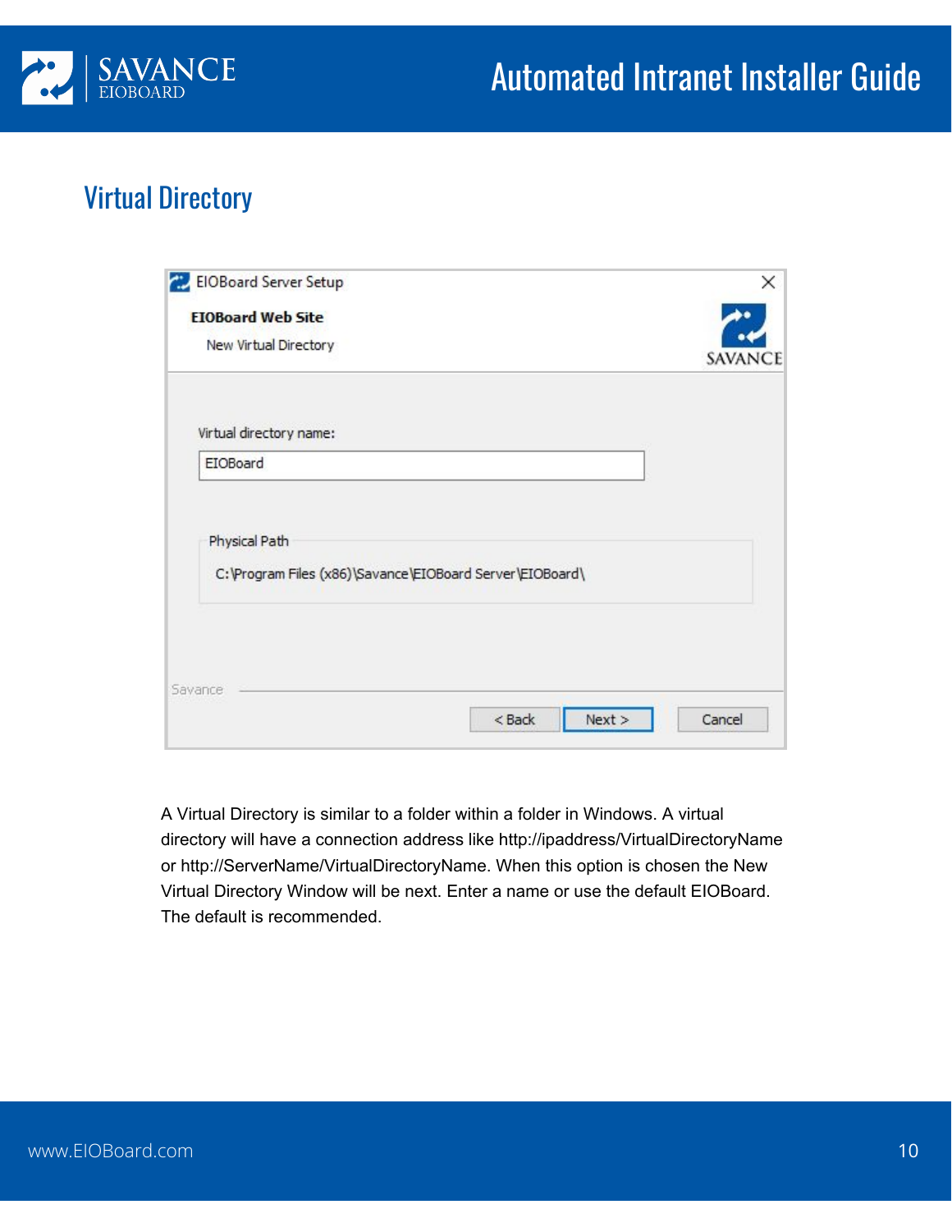## Virtual Directory

A Virtual Directory is similar to a folder within a folder in Windows. A virtual directory will have a connection address like http://ipaddress/VirtualDirectoryName or http://ServerName/VirtualDirectoryName. When this option is chosen the New Virtual Directory Window will be next. Enter a name or use the default EIOBoard. The default is recommended.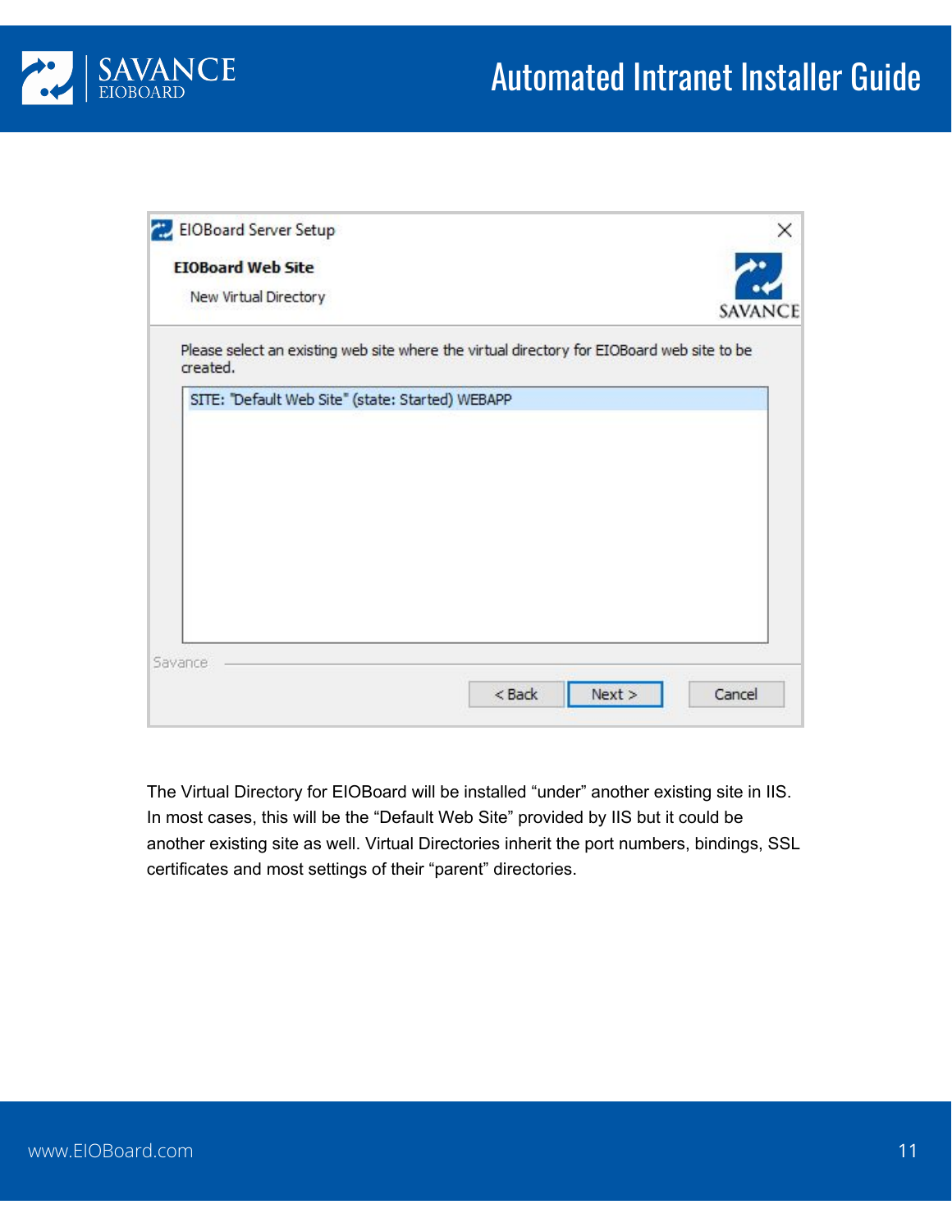EIOBoard Server Setup

**EIOBoard Web Site**

New Virtual Directory

Please select an existing web site where the virtual directory for EIOBoard web site to be created.

SITE: "Default Web Site" (state: Started) WEBAPP

< Back | Next > | Cancel

The Virtual Directory for EIOBoard will be installed "under" another existing site in IIS. In most cases, this will be the "Default Web Site" provided by IIS but it could be another existing site as well. Virtual Directories inherit the port numbers, bindings, SSL certificates and most settings of their "parent" directories.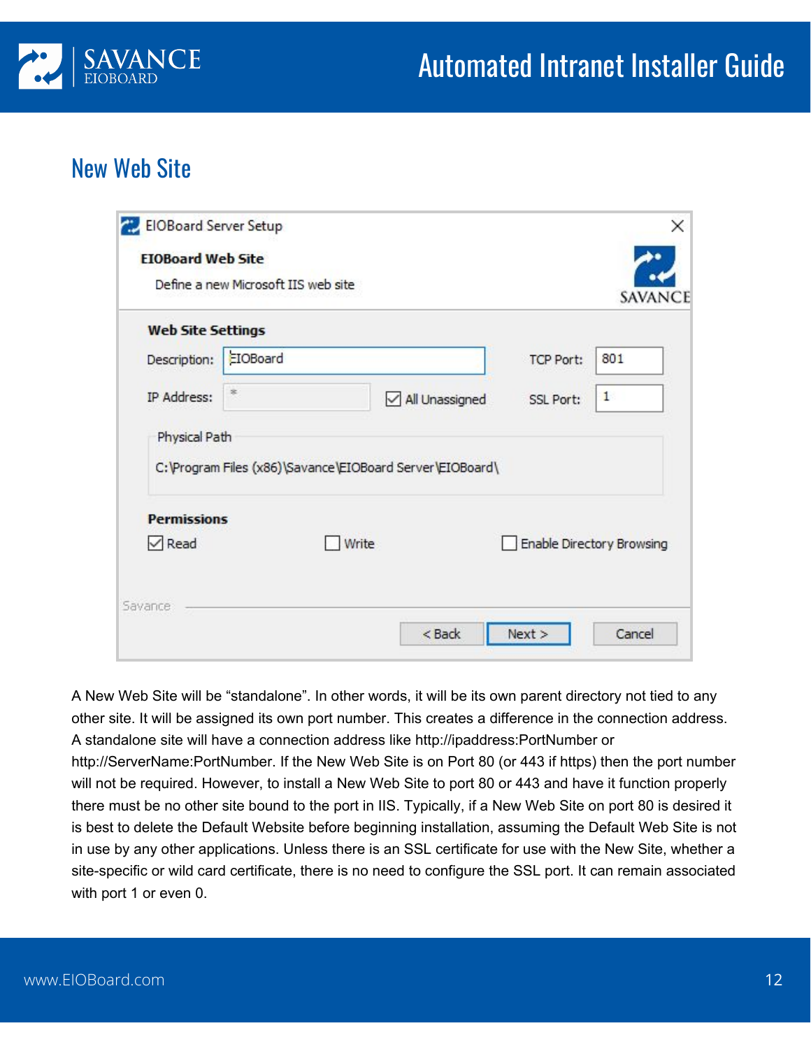## New Web Site

EIOBoard Server Setup

**EIOBoard Web Site**

Define a new Microsoft IIS web site

**Web Site Settings**

Description: EIOBoard

TCP Port: 801

IP Address: *

☑ All Unassigned

SSL Port: 1

Physical Path

C:\Program Files (x86)\Savance\EIOBoard Server\EIOBoard\

**Permissions**

☑ Read ☐ Write ☐ Enable Directory Browsing

Savance

< Back | Next > | Cancel

A New Web Site will be "standalone". In other words, it will be its own parent directory not tied to any other site. It will be assigned its own port number. This creates a difference in the connection address. A standalone site will have a connection address like http://ipaddress:PortNumber or http://ServerName:PortNumber. If the New Web Site is on Port 80 (or 443 if https) then the port number will not be required. However, to install a New Web Site to port 80 or 443 and have it function properly there must be no other site bound to the port in IIS. Typically, if a New Web Site on port 80 is desired it is best to delete the Default Website before beginning installation, assuming the Default Web Site is not in use by any other applications. Unless there is an SSL certificate for use with the New Site, whether a site-specific or wild card certificate, there is no need to configure the SSL port. It can remain associated with port 1 or even 0.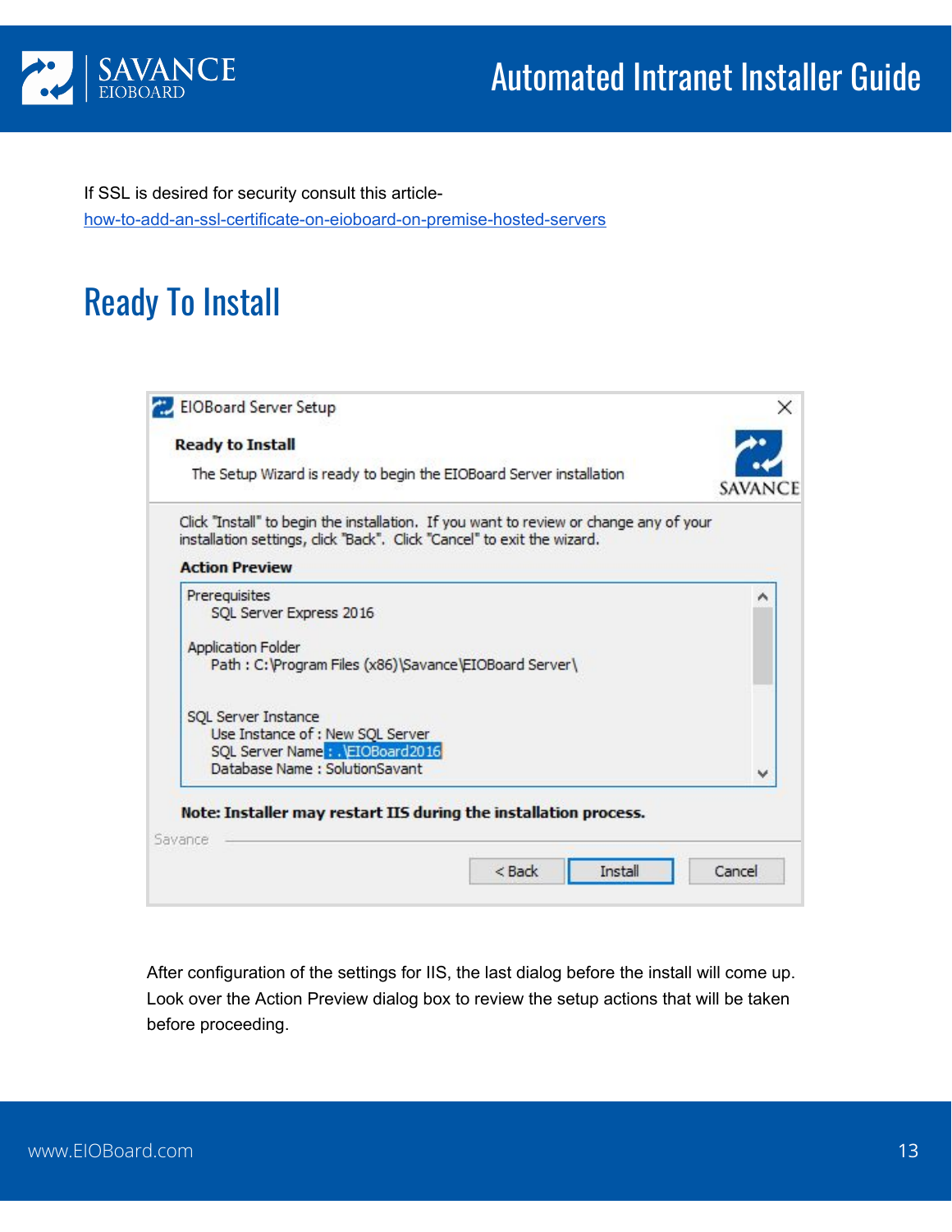If SSL is desired for security consult this article-
[how-to-add-an-ssl-certificate-on-eioboard-on-premise-hosted-servers](how-to-add-an-ssl-certificate-on-eioboard-on-premise-hosted-servers)

## Ready To Install

After configuration of the settings for IIS, the last dialog before the install will come up. Look over the Action Preview dialog box to review the setup actions that will be taken before proceeding.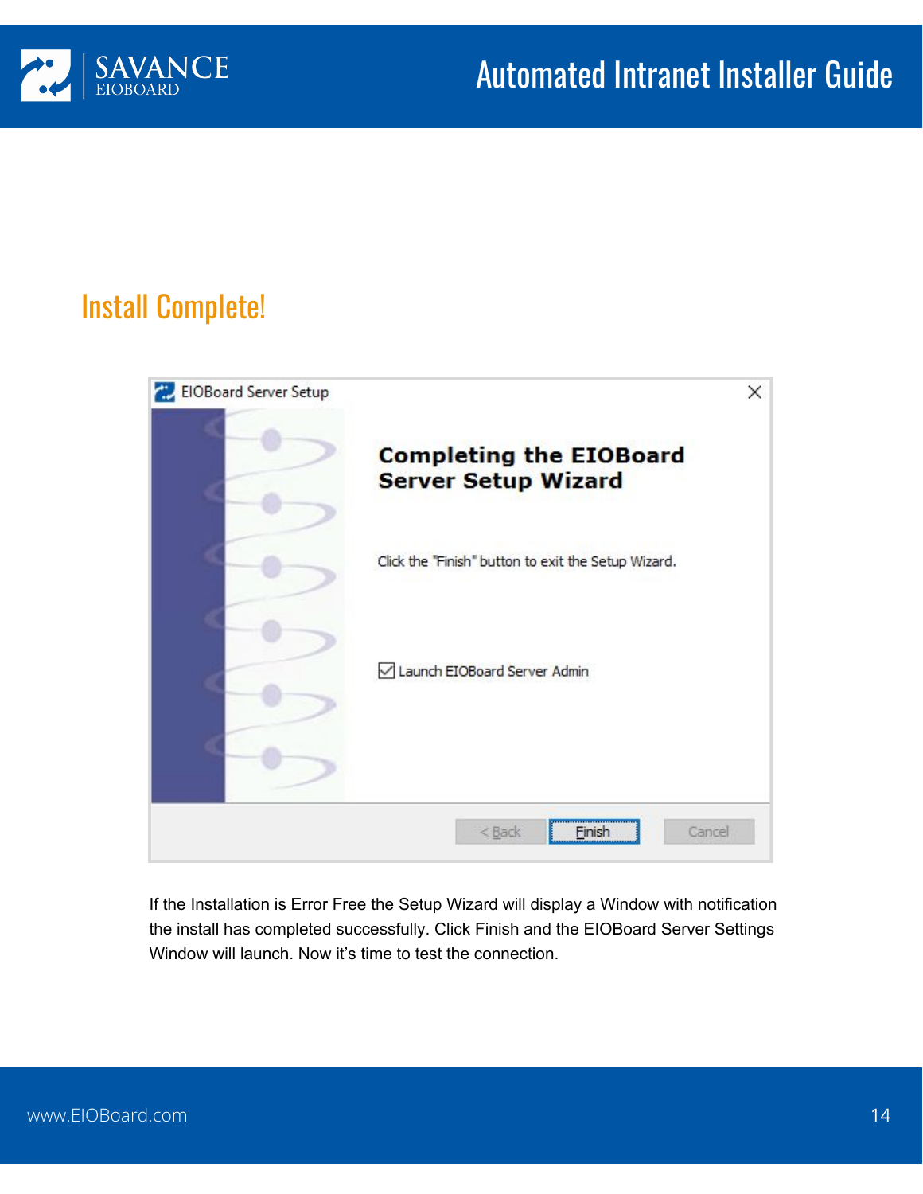## Install Complete!

If the Installation is Error Free the Setup Wizard will display a Window with notification the install has completed successfully. Click Finish and the EIOBoard Server Settings Window will launch. Now it's time to test the connection.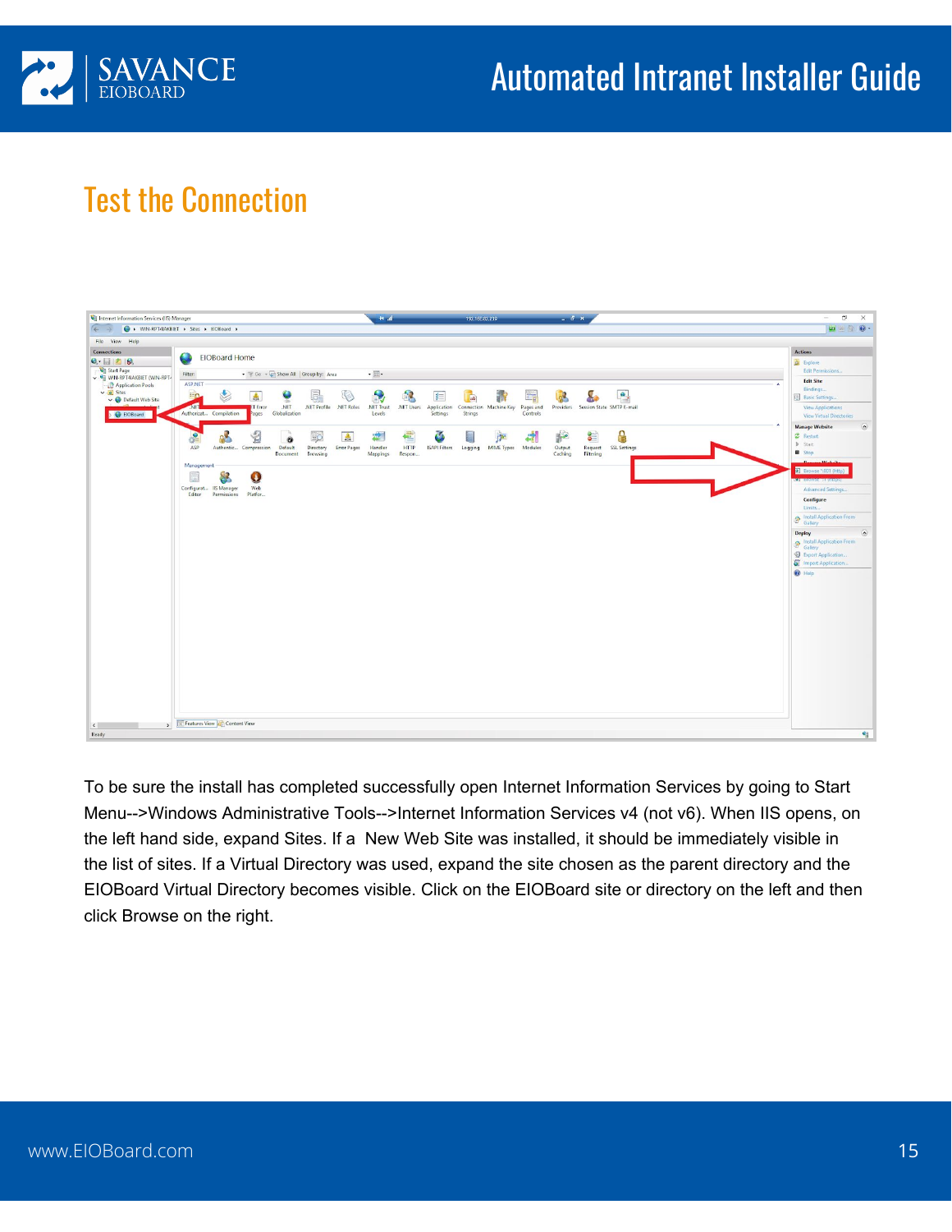## Test the Connection

To be sure the install has completed successfully open Internet Information Services by going to Start Menu-->Windows Administrative Tools-->Internet Information Services v4 (not v6). When IIS opens, on the left hand side, expand Sites. If a New Web Site was installed, it should be immediately visible in the list of sites. If a Virtual Directory was used, expand the site chosen as the parent directory and the EIOBoard Virtual Directory becomes visible. Click on the EIOBoard site or directory on the left and then click Browse on the right.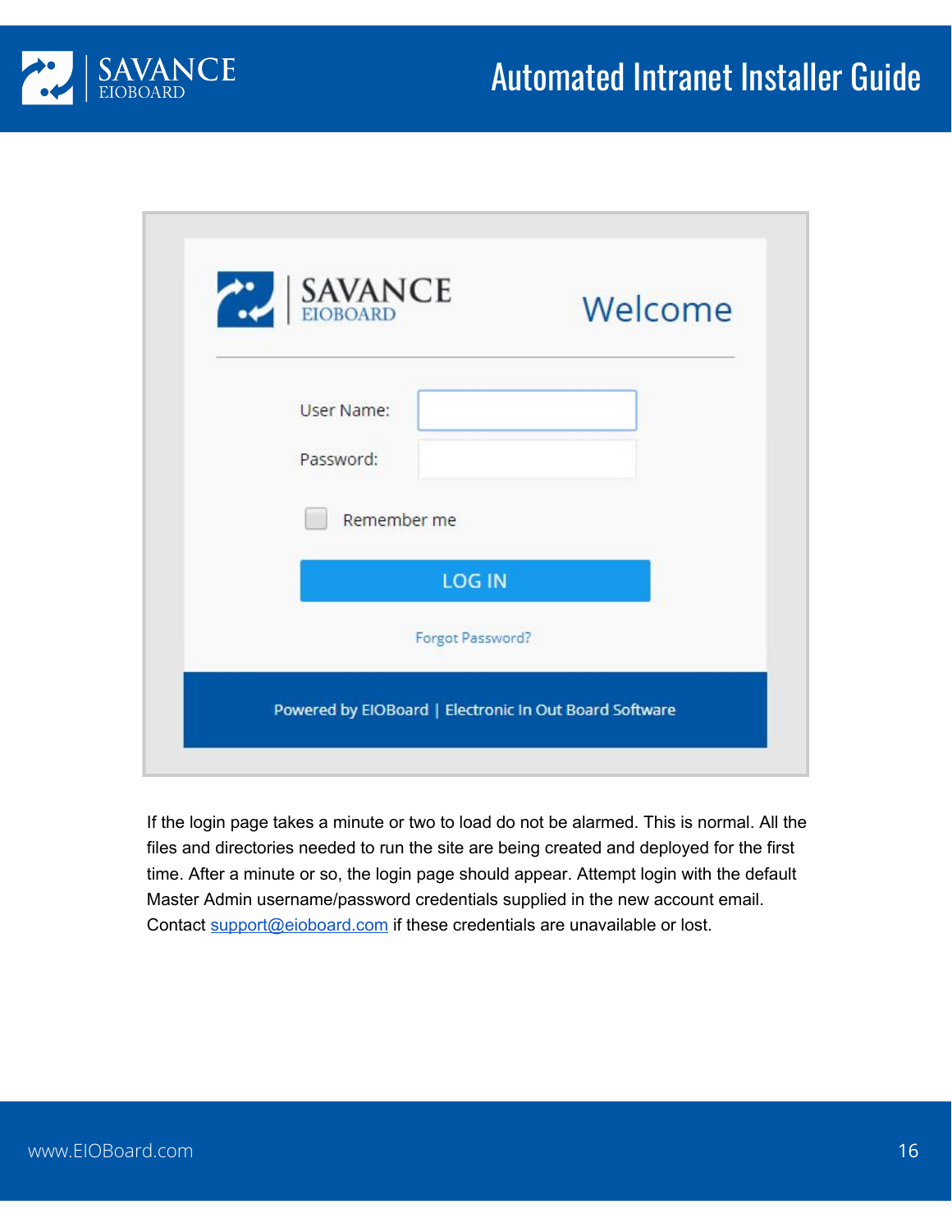If the login page takes a minute or two to load do not be alarmed. This is normal. All the files and directories needed to run the site are being created and deployed for the first time. After a minute or so, the login page should appear. Attempt login with the default Master Admin username/password credentials supplied in the new account email. Contact support@eioboard.com if these credentials are unavailable or lost.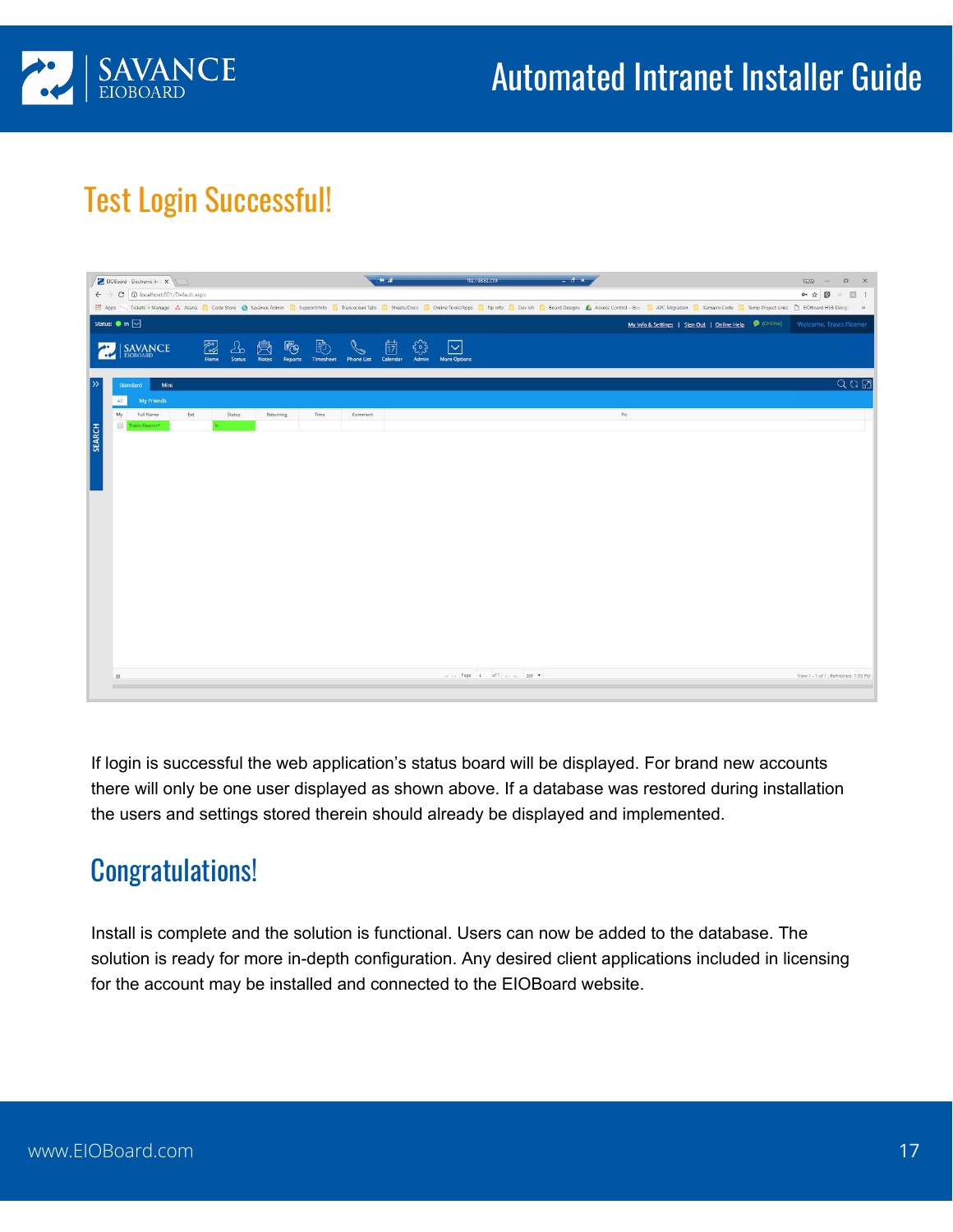## Test Login Successful!

If login is successful the web application's status board will be displayed. For brand new accounts there will only be one user displayed as shown above. If a database was restored during installation the users and settings stored therein should already be displayed and implemented.

## Congratulations!

Install is complete and the solution is functional. Users can now be added to the database. The solution is ready for more in-depth configuration. Any desired client applications included in licensing for the account may be installed and connected to the EIOBoard website.